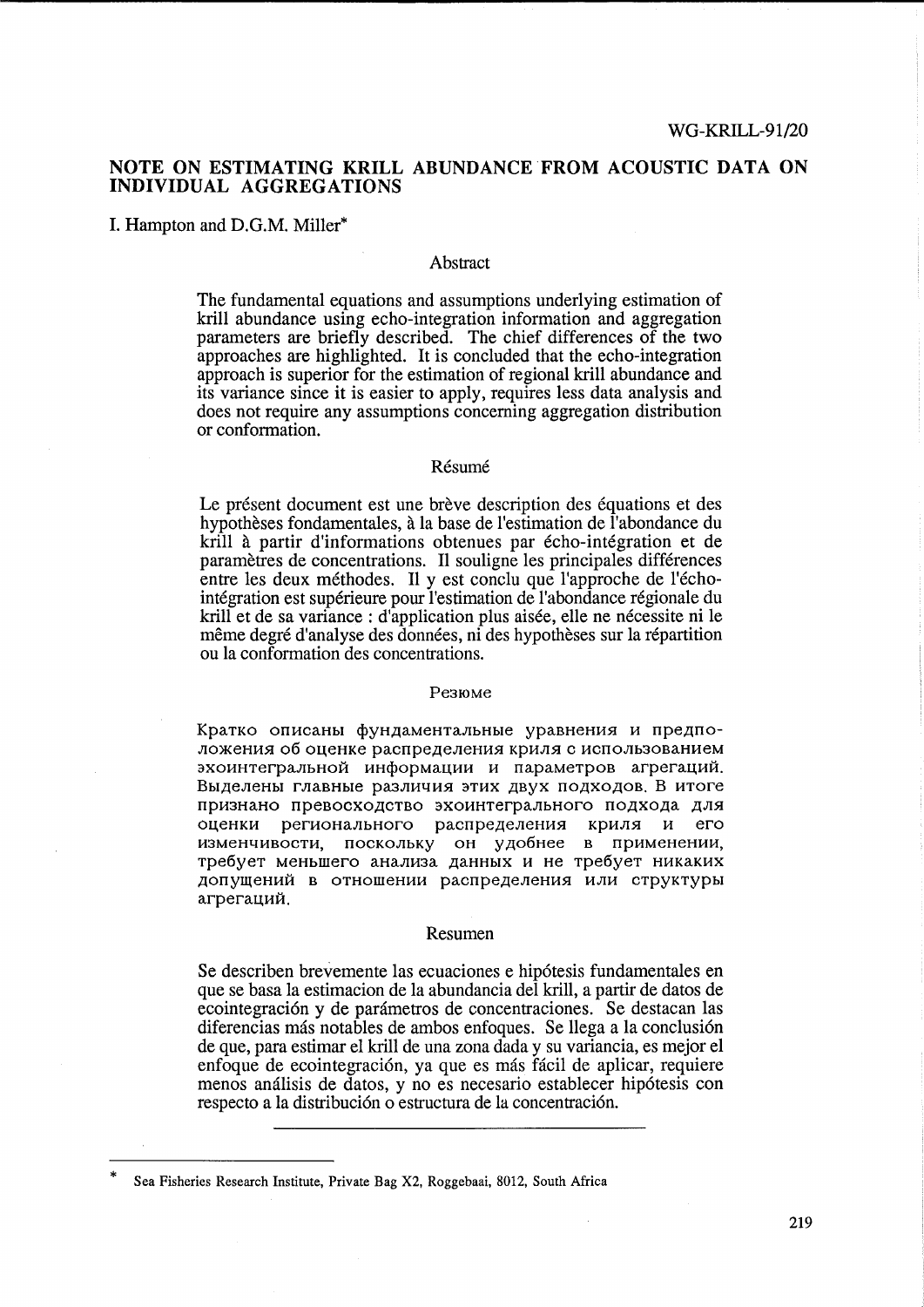WG-KRILL-91/20

# NOTE ON ESTIMATING KRILL ABUNDANCE FROM ACOUSTIC DATA ON INDIVIDUAL AGGREGATIONS

I. Hampton and D.G.M. Miller*

## Abstract

The fundamental equations and assumptions underlying estimation of krill abundance using echo-integration information and aggregation parameters are briefly described. The chief differences of the two approaches are highlighted. It is concluded that the echo-integration approach is superior for the estimation of regional krill abundance and its variance since it is easier to apply, requires less data analysis and does not require any assumptions concerning aggregation distribution or conformation.

## Résumé

Le présent document est une brève description des équations et des hypothèses fondamentales, à la base de l'estimation de l'abondance du krill à partir d'informations obtenues par écho-intégration et de paramètres de concentrations. Il souligne les principales différences entre les deux méthodes. Il y est conclu que l'approche de l'écho-intégration est supérieure pour l'estimation de l'abondance régionale du krill et de sa variance : d'application plus aisée, elle ne nécessite ni le même degré d'analyse des données, ni des hypothèses sur la répartition ou la conformation des concentrations.

## Резюме

Кратко описаны фундаментальные уравнения и предположения об оценке распределения криля с использованием эхоинтегральной информации и параметров агрегаций. Выделены главные различия этих двух подходов. В итоге признано превосходство эхоинтегрального подхода для оценки регионального распределения криля и его изменчивости, поскольку он удобнее в применении, требует меньшего анализа данных и не требует никаких допущений в отношении распределения или структуры агрегаций.

## Resumen

Se describen brevemente las ecuaciones e hipótesis fundamentales en que se basa la estimacion de la abundancia del krill, a partir de datos de ecointegración y de parámetros de concentraciones. Se destacan las diferencias más notables de ambos enfoques. Se llega a la conclusión de que, para estimar el krill de una zona dada y su variancia, es mejor el enfoque de ecointegración, ya que es más fácil de aplicar, requiere menos análisis de datos, y no es necesario establecer hipótesis con respecto a la distribución o estructura de la concentración.

---

\* Sea Fisheries Research Institute, Private Bag X2, Roggebaai, 8012, South Africa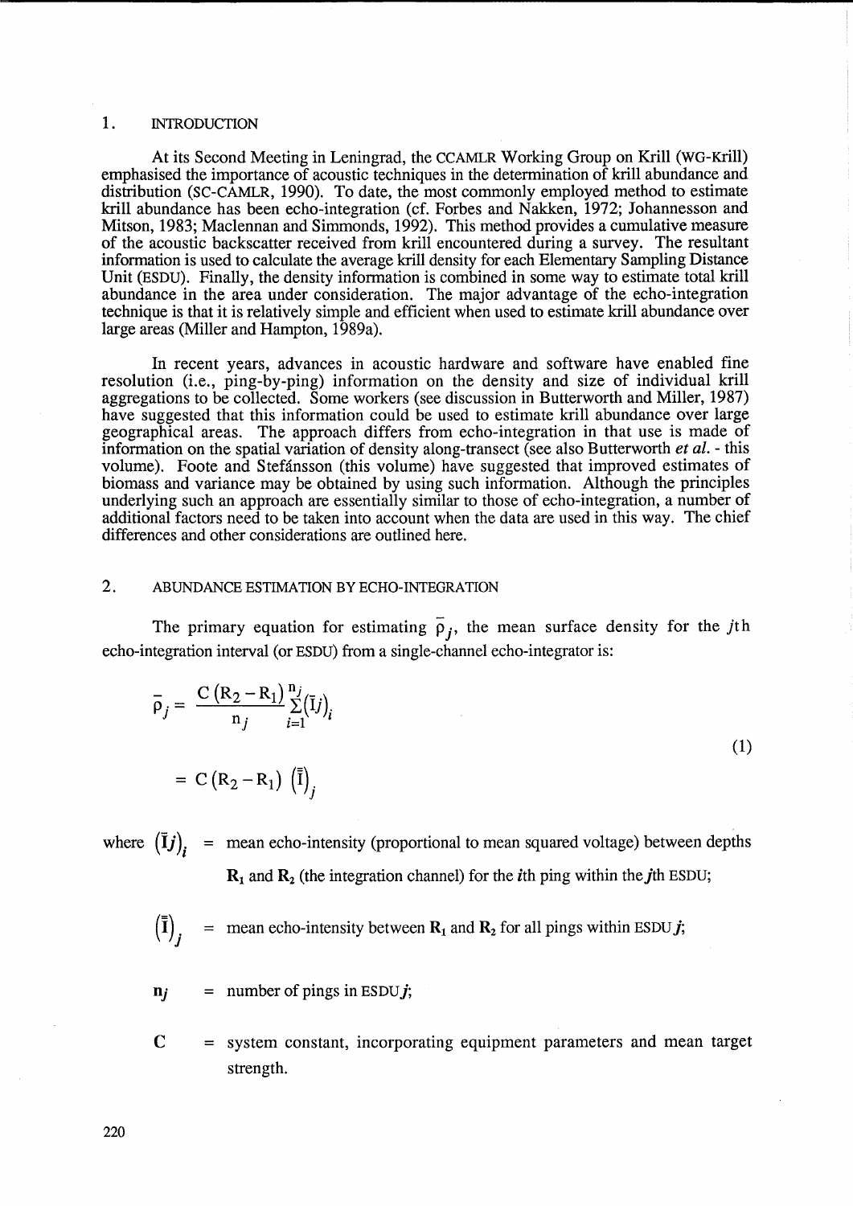## 1. INTRODUCTION

At its Second Meeting in Leningrad, the CCAMLR Working Group on Krill (WG-Krill) emphasised the importance of acoustic techniques in the determination of krill abundance and distribution (SC-CAMLR, 1990). To date, the most commonly employed method to estimate krill abundance has been echo-integration (cf. Forbes and Nakken, 1972; Johannesson and Mitson, 1983; Maclennan and Simmonds, 1992). This method provides a cumulative measure of the acoustic backscatter received from krill encountered during a survey. The resultant information is used to calculate the average krill density for each Elementary Sampling Distance Unit (ESDU). Finally, the density information is combined in some way to estimate total krill abundance in the area under consideration. The major advantage of the echo-integration technique is that it is relatively simple and efficient when used to estimate krill abundance over large areas (Miller and Hampton, 1989a).

In recent years, advances in acoustic hardware and software have enabled fine resolution (i.e., ping-by-ping) information on the density and size of individual krill aggregations to be collected. Some workers (see discussion in Butterworth and Miller, 1987) have suggested that this information could be used to estimate krill abundance over large geographical areas. The approach differs from echo-integration in that use is made of information on the spatial variation of density along-transect (see also Butterworth *et al.* - this volume). Foote and Stefánsson (this volume) have suggested that improved estimates of biomass and variance may be obtained by using such information. Although the principles underlying such an approach are essentially similar to those of echo-integration, a number of additional factors need to be taken into account when the data are used in this way. The chief differences and other considerations are outlined here.

## 2. ABUNDANCE ESTIMATION BY ECHO-INTEGRATION

The primary equation for estimating $\bar{\rho}_j$, the mean surface density for the $j$th echo-integration interval (or ESDU) from a single-channel echo-integrator is:

$$
\begin{aligned}
\bar{\rho}_j &= \frac{C\left(R_2 - R_1\right)}{n_j} \sum_{i=1}^{n_j} \left(\bar{I}j\right)_i \\
&= C\left(R_2 - R_1\right)\left(\bar{\bar{I}}\right)_j
\end{aligned}
\tag{1}
$$

where $\left(\bar{I}j\right)_i$ = mean echo-intensity (proportional to mean squared voltage) between depths $\mathbf{R}_1$ and $\mathbf{R}_2$ (the integration channel) for the $i$th ping within the $j$th ESDU;

$\left(\bar{\bar{I}}\right)_j$ = mean echo-intensity between $\mathbf{R}_1$ and $\mathbf{R}_2$ for all pings within ESDU $j$;

$\mathbf{n}_j$ = number of pings in ESDU $j$;

$\mathbf{C}$ = system constant, incorporating equipment parameters and mean target strength.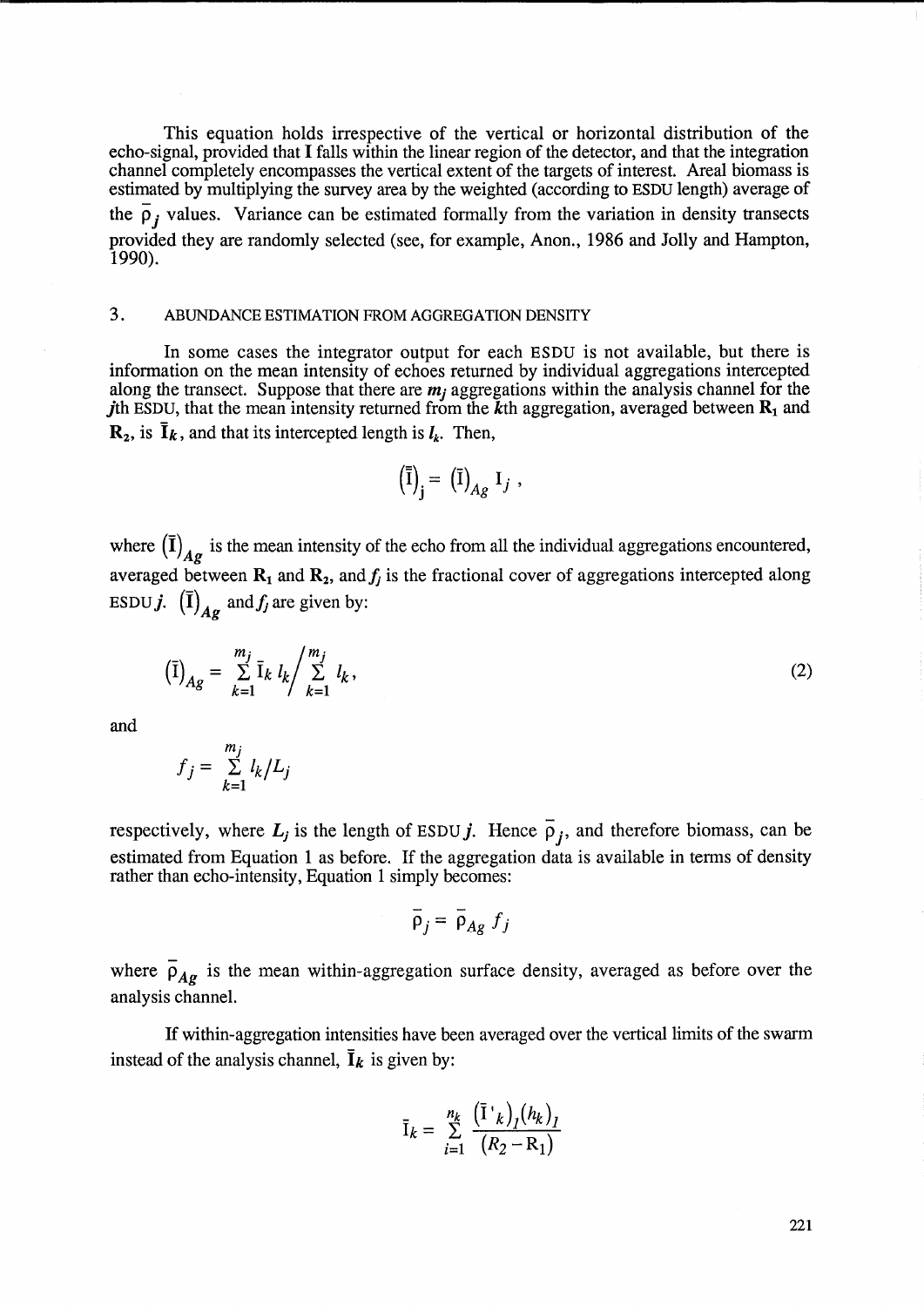This equation holds irrespective of the vertical or horizontal distribution of the echo-signal, provided that **I** falls within the linear region of the detector, and that the integration channel completely encompasses the vertical extent of the targets of interest. Areal biomass is estimated by multiplying the survey area by the weighted (according to ESDU length) average of the $\bar{\rho}_j$ values. Variance can be estimated formally from the variation in density transects provided they are randomly selected (see, for example, Anon., 1986 and Jolly and Hampton, 1990).

## 3. ABUNDANCE ESTIMATION FROM AGGREGATION DENSITY

In some cases the integrator output for each ESDU is not available, but there is information on the mean intensity of echoes returned by individual aggregations intercepted along the transect. Suppose that there are $m_j$ aggregations within the analysis channel for the $j$th ESDU, that the mean intensity returned from the $k$th aggregation, averaged between $\mathbf{R_1}$ and $\mathbf{R_2}$, is $\bar{\mathbf{I}}_k$, and that its intercepted length is $l_k$. Then,

$$(\bar{\mathrm{I}})_j = (\bar{\mathrm{I}})_{Ag}\, \mathrm{I}_j \,,$$

where $(\bar{\mathbf{I}})_{Ag}$ is the mean intensity of the echo from all the individual aggregations encountered, averaged between $\mathbf{R_1}$ and $\mathbf{R_2}$, and $f_j$ is the fractional cover of aggregations intercepted along ESDU $j$. $(\bar{\mathbf{I}})_{Ag}$ and $f_j$ are given by:

$$(\bar{\mathrm{I}})_{Ag} = \sum_{k=1}^{m_j} \bar{\mathrm{I}}_k\, l_k \Big/ \sum_{k=1}^{m_j} l_k, \qquad (2)$$

and

$$f_j = \sum_{k=1}^{m_j} l_k / L_j$$

respectively, where $L_j$ is the length of ESDU $j$. Hence $\bar{\rho}_j$, and therefore biomass, can be estimated from Equation 1 as before. If the aggregation data is available in terms of density rather than echo-intensity, Equation 1 simply becomes:

$$\bar{\rho}_j = \bar{\rho}_{Ag}\, f_j$$

where $\bar{\rho}_{Ag}$ is the mean within-aggregation surface density, averaged as before over the analysis channel.

If within-aggregation intensities have been averaged over the vertical limits of the swarm instead of the analysis channel, $\bar{\mathbf{I}}_k$ is given by:

$$\bar{\mathrm{I}}_k = \sum_{i=1}^{n_k} \frac{(\bar{\mathrm{I}}'_k)_l (h_k)_l}{(R_2 - \mathrm{R}_1)}$$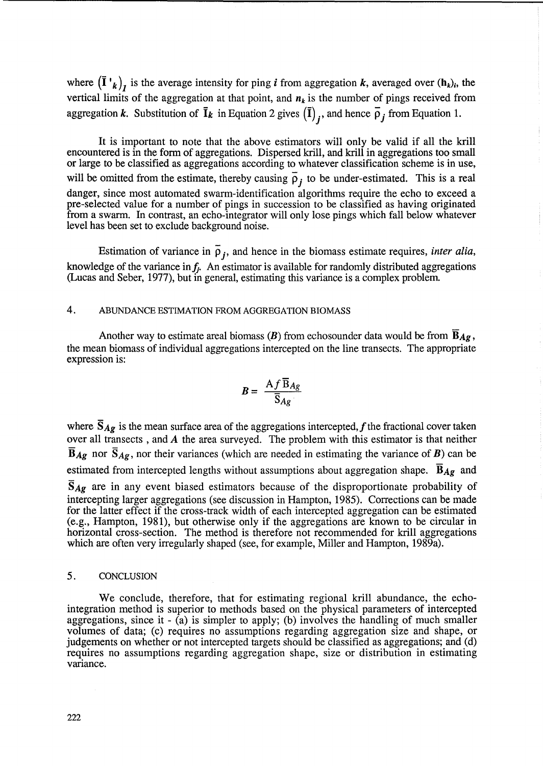where $\left(\bar{\mathbf{I}}'_k\right)_I$ is the average intensity for ping $i$ from aggregation $k$, averaged over $(\mathbf{h}_k)_i$, the vertical limits of the aggregation at that point, and $n_k$ is the number of pings received from aggregation $k$. Substitution of $\bar{\mathbf{I}}_k$ in Equation 2 gives $\left(\bar{\mathbf{I}}\right)_j$, and hence $\bar{\rho}_j$ from Equation 1.

It is important to note that the above estimators will only be valid if all the krill encountered is in the form of aggregations. Dispersed krill, and krill in aggregations too small or large to be classified as aggregations according to whatever classification scheme is in use, will be omitted from the estimate, thereby causing $\bar{\rho}_j$ to be under-estimated. This is a real danger, since most automated swarm-identification algorithms require the echo to exceed a pre-selected value for a number of pings in succession to be classified as having originated from a swarm. In contrast, an echo-integrator will only lose pings which fall below whatever level has been set to exclude background noise.

Estimation of variance in $\bar{\rho}_j$, and hence in the biomass estimate requires, *inter alia*, knowledge of the variance in $f_j$. An estimator is available for randomly distributed aggregations (Lucas and Seber, 1977), but in general, estimating this variance is a complex problem.

## 4. ABUNDANCE ESTIMATION FROM AGGREGATION BIOMASS

Another way to estimate areal biomass ($\boldsymbol{B}$) from echosounder data would be from $\bar{\mathbf{B}}_{Ag}$, the mean biomass of individual aggregations intercepted on the line transects. The appropriate expression is:

$$\boldsymbol{B} = \frac{A f \bar{\mathrm{B}}_{Ag}}{\bar{\mathrm{S}}_{Ag}}$$

where $\bar{\mathbf{S}}_{Ag}$ is the mean surface area of the aggregations intercepted, $f$ the fractional cover taken over all transects , and $A$ the area surveyed. The problem with this estimator is that neither $\bar{\mathbf{B}}_{Ag}$ nor $\bar{\mathbf{S}}_{Ag}$, nor their variances (which are needed in estimating the variance of $\boldsymbol{B}$) can be estimated from intercepted lengths without assumptions about aggregation shape. $\bar{\mathbf{B}}_{Ag}$ and $\bar{\mathbf{S}}_{Ag}$ are in any event biased estimators because of the disproportionate probability of intercepting larger aggregations (see discussion in Hampton, 1985). Corrections can be made for the latter effect if the cross-track width of each intercepted aggregation can be estimated (e.g., Hampton, 1981), but otherwise only if the aggregations are known to be circular in horizontal cross-section. The method is therefore not recommended for krill aggregations which are often very irregularly shaped (see, for example, Miller and Hampton, 1989a).

## 5. CONCLUSION

We conclude, therefore, that for estimating regional krill abundance, the echo-integration method is superior to methods based on the physical parameters of intercepted aggregations, since it - (a) is simpler to apply; (b) involves the handling of much smaller volumes of data; (c) requires no assumptions regarding aggregation size and shape, or judgements on whether or not intercepted targets should be classified as aggregations; and (d) requires no assumptions regarding aggregation shape, size or distribution in estimating variance.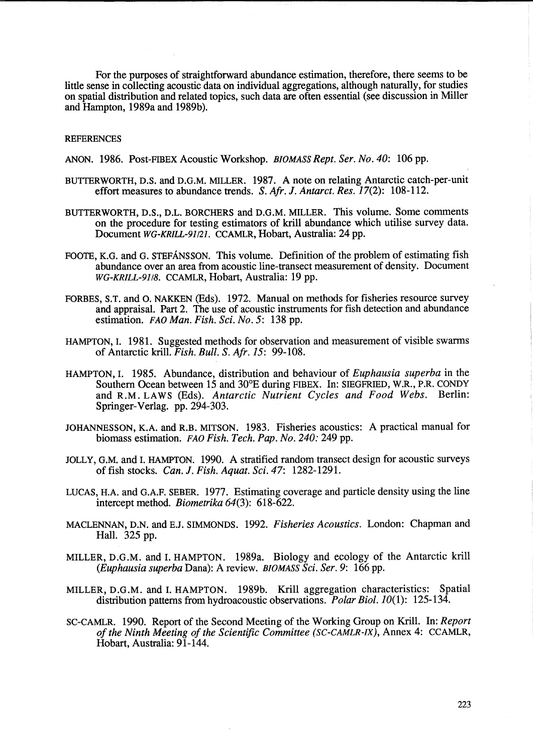For the purposes of straightforward abundance estimation, therefore, there seems to be little sense in collecting acoustic data on individual aggregations, although naturally, for studies on spatial distribution and related topics, such data are often essential (see discussion in Miller and Hampton, 1989a and 1989b).

## REFERENCES

ANON. 1986. Post-FIBEX Acoustic Workshop. *BIOMASS Rept. Ser. No. 40*: 106 pp.

BUTTERWORTH, D.S. and D.G.M. MILLER. 1987. A note on relating Antarctic catch-per-unit effort measures to abundance trends. *S. Afr. J. Antarct. Res. 17*(2): 108-112.

BUTTERWORTH, D.S., D.L. BORCHERS and D.G.M. MILLER. This volume. Some comments on the procedure for testing estimators of krill abundance which utilise survey data. Document *WG-KRILL-91/21*. CCAMLR, Hobart, Australia: 24 pp.

FOOTE, K.G. and G. STEFÁNSSON. This volume. Definition of the problem of estimating fish abundance over an area from acoustic line-transect measurement of density. Document *WG-KRILL-91/8*. CCAMLR, Hobart, Australia: 19 pp.

FORBES, S.T. and O. NAKKEN (Eds). 1972. Manual on methods for fisheries resource survey and appraisal. Part 2. The use of acoustic instruments for fish detection and abundance estimation. *FAO Man. Fish. Sci. No. 5*: 138 pp.

HAMPTON, I. 1981. Suggested methods for observation and measurement of visible swarms of Antarctic krill. *Fish. Bull. S. Afr. 15*: 99-108.

HAMPTON, I. 1985. Abundance, distribution and behaviour of *Euphausia superba* in the Southern Ocean between 15 and 30°E during FIBEX. In: SIEGFRIED, W.R., P.R. CONDY and R.M. LAWS (Eds). *Antarctic Nutrient Cycles and Food Webs*. Berlin: Springer-Verlag. pp. 294-303.

JOHANNESSON, K.A. and R.B. MITSON. 1983. Fisheries acoustics: A practical manual for biomass estimation. *FAO Fish. Tech. Pap. No. 240:* 249 pp.

JOLLY, G.M. and I. HAMPTON. 1990. A stratified random transect design for acoustic surveys of fish stocks. *Can. J. Fish. Aquat. Sci. 47*: 1282-1291.

LUCAS, H.A. and G.A.F. SEBER. 1977. Estimating coverage and particle density using the line intercept method. *Biometrika 64*(3): 618-622.

MACLENNAN, D.N. and E.J. SIMMONDS. 1992. *Fisheries Acoustics*. London: Chapman and Hall. 325 pp.

MILLER, D.G.M. and I. HAMPTON. 1989a. Biology and ecology of the Antarctic krill (*Euphausia superba* Dana): A review. *BIOMASS Sci. Ser. 9*: 166 pp.

MILLER, D.G.M. and I. HAMPTON. 1989b. Krill aggregation characteristics: Spatial distribution patterns from hydroacoustic observations. *Polar Biol. 10*(1): 125-134.

SC-CAMLR. 1990. Report of the Second Meeting of the Working Group on Krill. In: *Report of the Ninth Meeting of the Scientific Committee (SC-CAMLR-IX)*, Annex 4: CCAMLR, Hobart, Australia: 91-144.